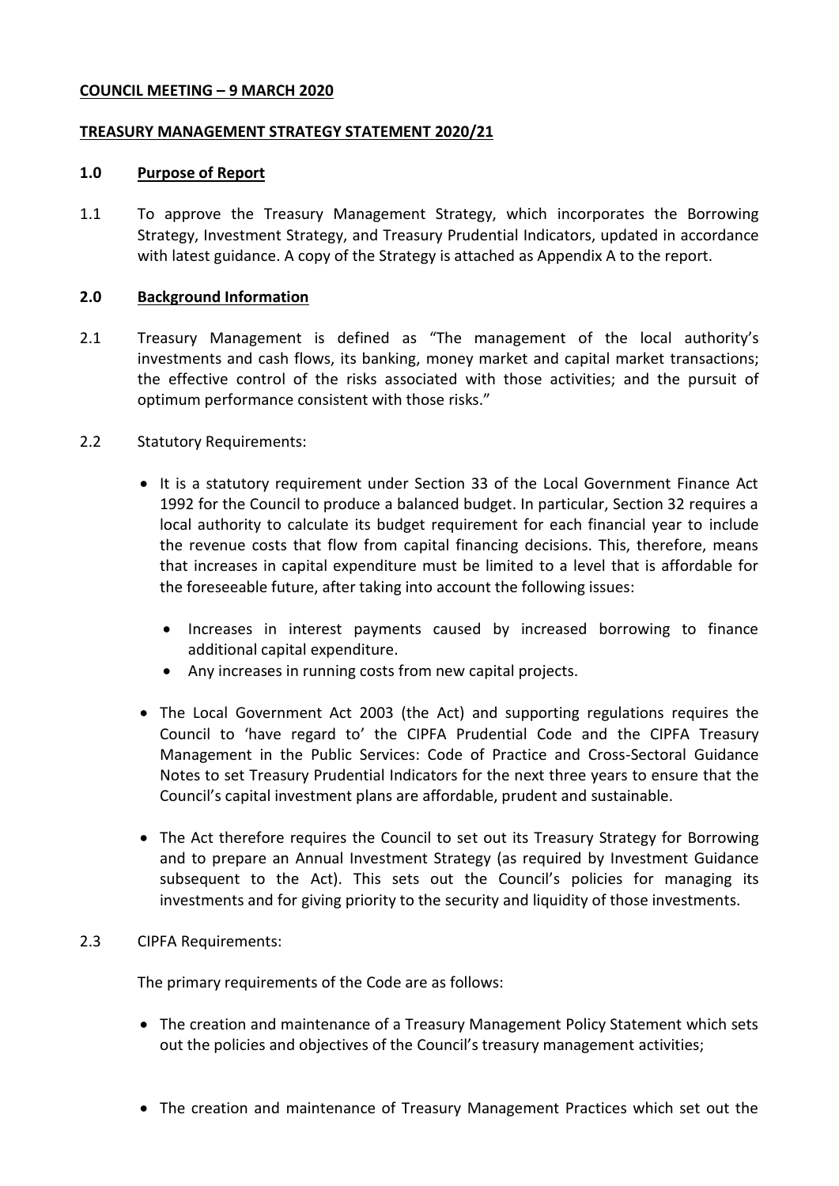**COUNCIL MEETING – 9 MARCH 2020**

**TREASURY MANAGEMENT STRATEGY STATEMENT 2020/21**

**1.0 Purpose of Report**

1.1 To approve the Treasury Management Strategy, which incorporates the Borrowing Strategy, Investment Strategy, and Treasury Prudential Indicators, updated in accordance with latest guidance. A copy of the Strategy is attached as Appendix A to the report.

**2.0 Background Information**

2.1 Treasury Management is defined as "The management of the local authority's investments and cash flows, its banking, money market and capital market transactions; the effective control of the risks associated with those activities; and the pursuit of optimum performance consistent with those risks."

2.2 Statutory Requirements:

- It is a statutory requirement under Section 33 of the Local Government Finance Act 1992 for the Council to produce a balanced budget. In particular, Section 32 requires a local authority to calculate its budget requirement for each financial year to include the revenue costs that flow from capital financing decisions. This, therefore, means that increases in capital expenditure must be limited to a level that is affordable for the foreseeable future, after taking into account the following issues:
  - Increases in interest payments caused by increased borrowing to finance additional capital expenditure.
  - Any increases in running costs from new capital projects.
- The Local Government Act 2003 (the Act) and supporting regulations requires the Council to 'have regard to' the CIPFA Prudential Code and the CIPFA Treasury Management in the Public Services: Code of Practice and Cross-Sectoral Guidance Notes to set Treasury Prudential Indicators for the next three years to ensure that the Council's capital investment plans are affordable, prudent and sustainable.
- The Act therefore requires the Council to set out its Treasury Strategy for Borrowing and to prepare an Annual Investment Strategy (as required by Investment Guidance subsequent to the Act). This sets out the Council's policies for managing its investments and for giving priority to the security and liquidity of those investments.

2.3 CIPFA Requirements:

The primary requirements of the Code are as follows:

- The creation and maintenance of a Treasury Management Policy Statement which sets out the policies and objectives of the Council's treasury management activities;
- The creation and maintenance of Treasury Management Practices which set out the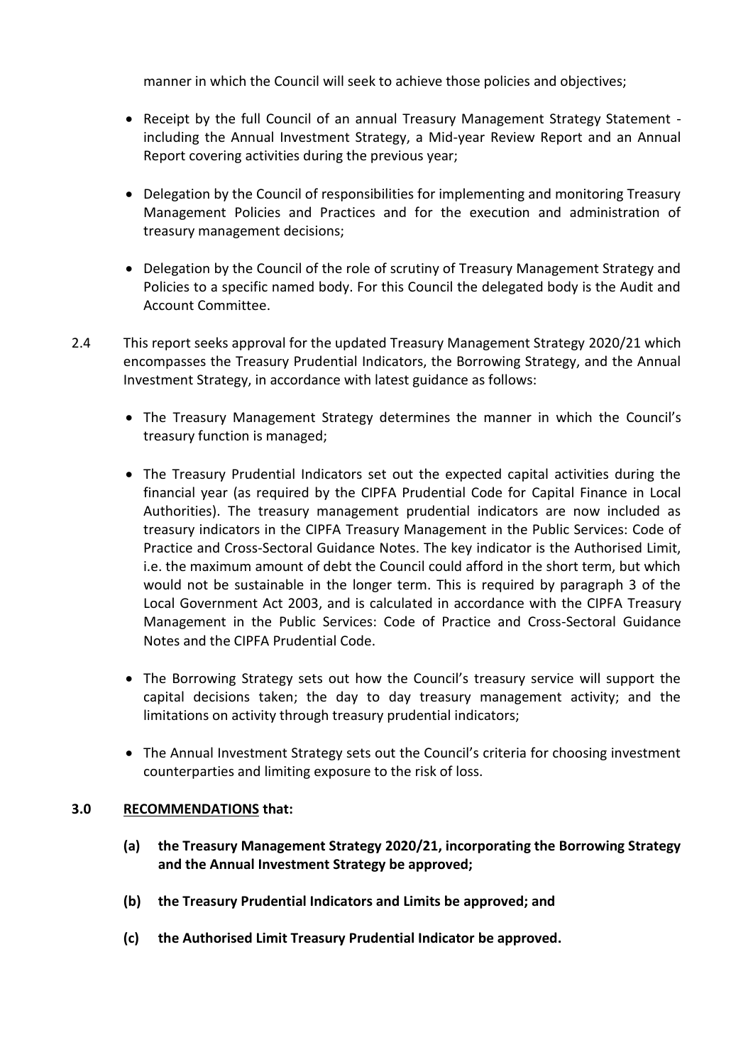manner in which the Council will seek to achieve those policies and objectives;

- Receipt by the full Council of an annual Treasury Management Strategy Statement - including the Annual Investment Strategy, a Mid-year Review Report and an Annual Report covering activities during the previous year;

- Delegation by the Council of responsibilities for implementing and monitoring Treasury Management Policies and Practices and for the execution and administration of treasury management decisions;

- Delegation by the Council of the role of scrutiny of Treasury Management Strategy and Policies to a specific named body. For this Council the delegated body is the Audit and Account Committee.

2.4 This report seeks approval for the updated Treasury Management Strategy 2020/21 which encompasses the Treasury Prudential Indicators, the Borrowing Strategy, and the Annual Investment Strategy, in accordance with latest guidance as follows:

- The Treasury Management Strategy determines the manner in which the Council's treasury function is managed;

- The Treasury Prudential Indicators set out the expected capital activities during the financial year (as required by the CIPFA Prudential Code for Capital Finance in Local Authorities). The treasury management prudential indicators are now included as treasury indicators in the CIPFA Treasury Management in the Public Services: Code of Practice and Cross-Sectoral Guidance Notes. The key indicator is the Authorised Limit, i.e. the maximum amount of debt the Council could afford in the short term, but which would not be sustainable in the longer term. This is required by paragraph 3 of the Local Government Act 2003, and is calculated in accordance with the CIPFA Treasury Management in the Public Services: Code of Practice and Cross-Sectoral Guidance Notes and the CIPFA Prudential Code.

- The Borrowing Strategy sets out how the Council's treasury service will support the capital decisions taken; the day to day treasury management activity; and the limitations on activity through treasury prudential indicators;

- The Annual Investment Strategy sets out the Council's criteria for choosing investment counterparties and limiting exposure to the risk of loss.

## 3.0 RECOMMENDATIONS that:

**(a) the Treasury Management Strategy 2020/21, incorporating the Borrowing Strategy and the Annual Investment Strategy be approved;**

**(b) the Treasury Prudential Indicators and Limits be approved; and**

**(c) the Authorised Limit Treasury Prudential Indicator be approved.**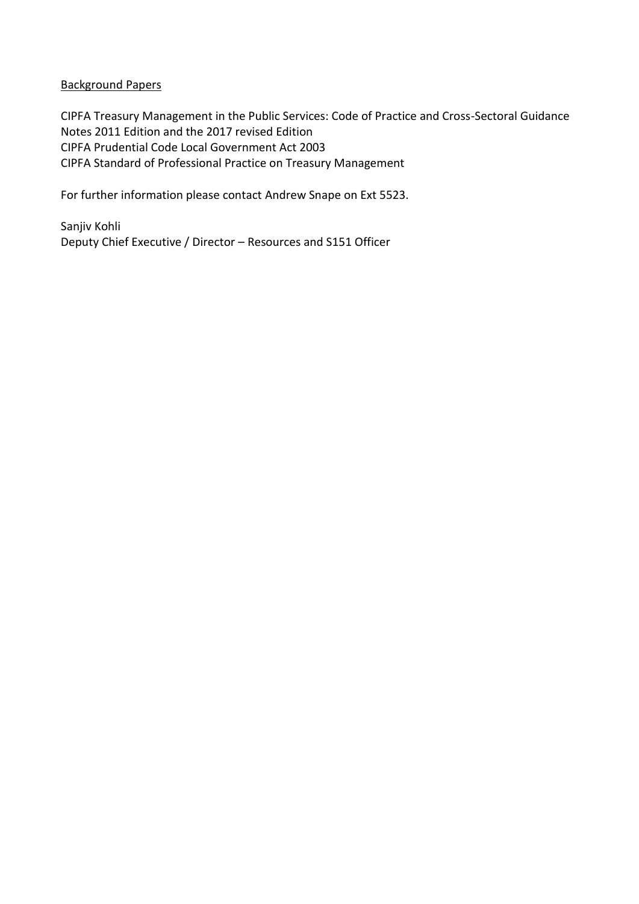<u>Background Papers</u>

CIPFA Treasury Management in the Public Services: Code of Practice and Cross-Sectoral Guidance Notes 2011 Edition and the 2017 revised Edition
CIPFA Prudential Code Local Government Act 2003
CIPFA Standard of Professional Practice on Treasury Management

For further information please contact Andrew Snape on Ext 5523.

Sanjiv Kohli
Deputy Chief Executive / Director – Resources and S151 Officer